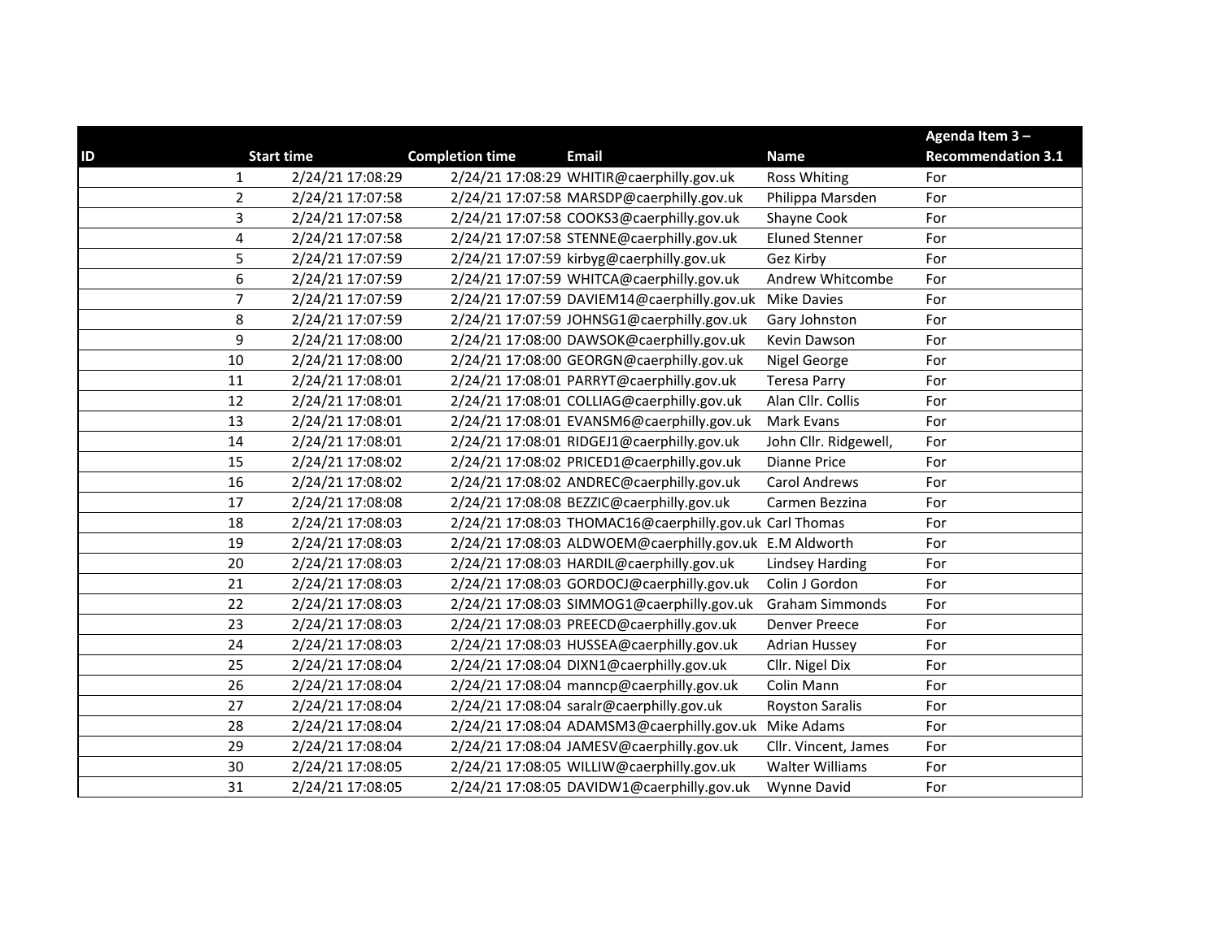| ID | Start time | Completion time | Email | Name | Agenda Item 3 – Recommendation 3.1 |
|---|---|---|---|---|---|
| 1 | 2/24/21 17:08:29 | 2/24/21 17:08:29 | WHITIR@caerphilly.gov.uk | Ross Whiting | For |
| 2 | 2/24/21 17:07:58 | 2/24/21 17:07:58 | MARSDP@caerphilly.gov.uk | Philippa Marsden | For |
| 3 | 2/24/21 17:07:58 | 2/24/21 17:07:58 | COOKS3@caerphilly.gov.uk | Shayne Cook | For |
| 4 | 2/24/21 17:07:58 | 2/24/21 17:07:58 | STENNE@caerphilly.gov.uk | Eluned Stenner | For |
| 5 | 2/24/21 17:07:59 | 2/24/21 17:07:59 | kirbyg@caerphilly.gov.uk | Gez Kirby | For |
| 6 | 2/24/21 17:07:59 | 2/24/21 17:07:59 | WHITCA@caerphilly.gov.uk | Andrew Whitcombe | For |
| 7 | 2/24/21 17:07:59 | 2/24/21 17:07:59 | DAVIEM14@caerphilly.gov.uk | Mike Davies | For |
| 8 | 2/24/21 17:07:59 | 2/24/21 17:07:59 | JOHNSG1@caerphilly.gov.uk | Gary Johnston | For |
| 9 | 2/24/21 17:08:00 | 2/24/21 17:08:00 | DAWSOK@caerphilly.gov.uk | Kevin Dawson | For |
| 10 | 2/24/21 17:08:00 | 2/24/21 17:08:00 | GEORGN@caerphilly.gov.uk | Nigel George | For |
| 11 | 2/24/21 17:08:01 | 2/24/21 17:08:01 | PARRYT@caerphilly.gov.uk | Teresa Parry | For |
| 12 | 2/24/21 17:08:01 | 2/24/21 17:08:01 | COLLIAG@caerphilly.gov.uk | Alan Cllr. Collis | For |
| 13 | 2/24/21 17:08:01 | 2/24/21 17:08:01 | EVANSM6@caerphilly.gov.uk | Mark Evans | For |
| 14 | 2/24/21 17:08:01 | 2/24/21 17:08:01 | RIDGEJ1@caerphilly.gov.uk | John Cllr. Ridgewell, | For |
| 15 | 2/24/21 17:08:02 | 2/24/21 17:08:02 | PRICED1@caerphilly.gov.uk | Dianne Price | For |
| 16 | 2/24/21 17:08:02 | 2/24/21 17:08:02 | ANDREC@caerphilly.gov.uk | Carol Andrews | For |
| 17 | 2/24/21 17:08:08 | 2/24/21 17:08:08 | BEZZIC@caerphilly.gov.uk | Carmen Bezzina | For |
| 18 | 2/24/21 17:08:03 | 2/24/21 17:08:03 | THOMAC16@caerphilly.gov.uk | Carl Thomas | For |
| 19 | 2/24/21 17:08:03 | 2/24/21 17:08:03 | ALDWOEM@caerphilly.gov.uk | E.M Aldworth | For |
| 20 | 2/24/21 17:08:03 | 2/24/21 17:08:03 | HARDIL@caerphilly.gov.uk | Lindsey Harding | For |
| 21 | 2/24/21 17:08:03 | 2/24/21 17:08:03 | GORDOCJ@caerphilly.gov.uk | Colin J Gordon | For |
| 22 | 2/24/21 17:08:03 | 2/24/21 17:08:03 | SIMMOG1@caerphilly.gov.uk | Graham Simmonds | For |
| 23 | 2/24/21 17:08:03 | 2/24/21 17:08:03 | PREECD@caerphilly.gov.uk | Denver Preece | For |
| 24 | 2/24/21 17:08:03 | 2/24/21 17:08:03 | HUSSEA@caerphilly.gov.uk | Adrian Hussey | For |
| 25 | 2/24/21 17:08:04 | 2/24/21 17:08:04 | DIXN1@caerphilly.gov.uk | Cllr. Nigel Dix | For |
| 26 | 2/24/21 17:08:04 | 2/24/21 17:08:04 | manncp@caerphilly.gov.uk | Colin Mann | For |
| 27 | 2/24/21 17:08:04 | 2/24/21 17:08:04 | saralr@caerphilly.gov.uk | Royston Saralis | For |
| 28 | 2/24/21 17:08:04 | 2/24/21 17:08:04 | ADAMSM3@caerphilly.gov.uk | Mike Adams | For |
| 29 | 2/24/21 17:08:04 | 2/24/21 17:08:04 | JAMESV@caerphilly.gov.uk | Cllr. Vincent, James | For |
| 30 | 2/24/21 17:08:05 | 2/24/21 17:08:05 | WILLIW@caerphilly.gov.uk | Walter Williams | For |
| 31 | 2/24/21 17:08:05 | 2/24/21 17:08:05 | DAVIDW1@caerphilly.gov.uk | Wynne David | For |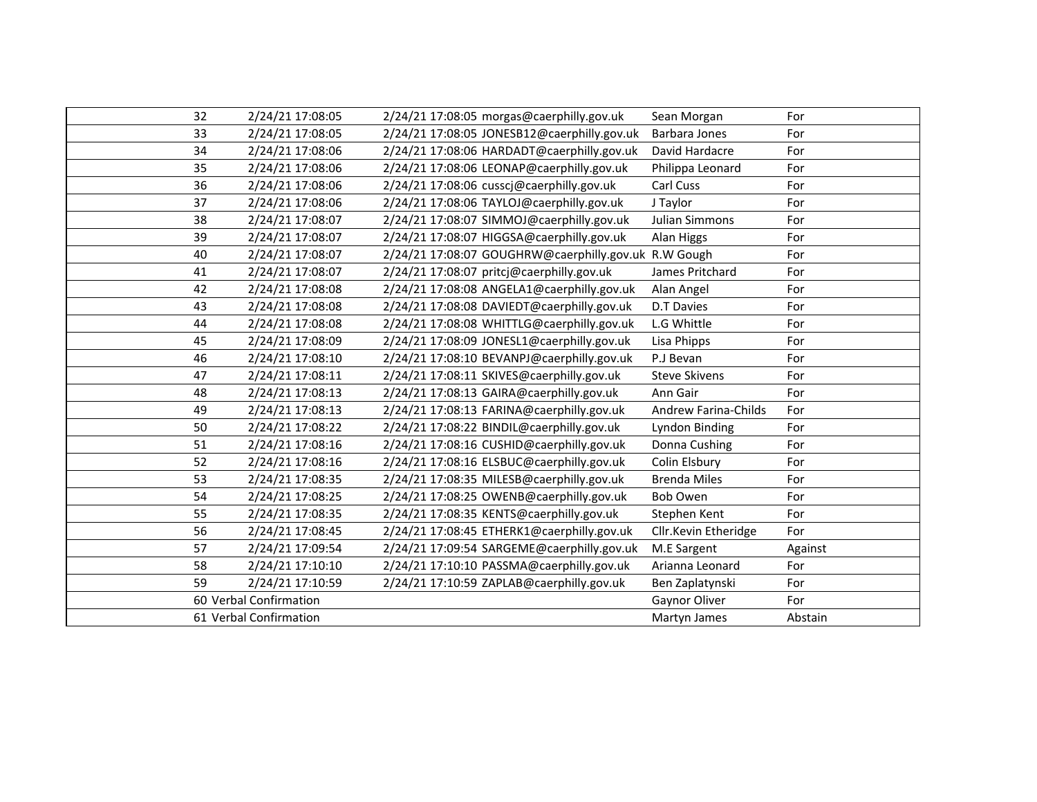| | | | | | |
|---|---|---|---|---|---|
| 32 | 2/24/21 17:08:05 | 2/24/21 17:08:05 | morgas@caerphilly.gov.uk | Sean Morgan | For |
| 33 | 2/24/21 17:08:05 | 2/24/21 17:08:05 | JONESB12@caerphilly.gov.uk | Barbara Jones | For |
| 34 | 2/24/21 17:08:06 | 2/24/21 17:08:06 | HARDADT@caerphilly.gov.uk | David Hardacre | For |
| 35 | 2/24/21 17:08:06 | 2/24/21 17:08:06 | LEONAP@caerphilly.gov.uk | Philippa Leonard | For |
| 36 | 2/24/21 17:08:06 | 2/24/21 17:08:06 | cusscj@caerphilly.gov.uk | Carl Cuss | For |
| 37 | 2/24/21 17:08:06 | 2/24/21 17:08:06 | TAYLOJ@caerphilly.gov.uk | J Taylor | For |
| 38 | 2/24/21 17:08:07 | 2/24/21 17:08:07 | SIMMOJ@caerphilly.gov.uk | Julian Simmons | For |
| 39 | 2/24/21 17:08:07 | 2/24/21 17:08:07 | HIGGSA@caerphilly.gov.uk | Alan Higgs | For |
| 40 | 2/24/21 17:08:07 | 2/24/21 17:08:07 | GOUGHRW@caerphilly.gov.uk | R.W Gough | For |
| 41 | 2/24/21 17:08:07 | 2/24/21 17:08:07 | pritcj@caerphilly.gov.uk | James Pritchard | For |
| 42 | 2/24/21 17:08:08 | 2/24/21 17:08:08 | ANGELA1@caerphilly.gov.uk | Alan Angel | For |
| 43 | 2/24/21 17:08:08 | 2/24/21 17:08:08 | DAVIEDT@caerphilly.gov.uk | D.T Davies | For |
| 44 | 2/24/21 17:08:08 | 2/24/21 17:08:08 | WHITTLG@caerphilly.gov.uk | L.G Whittle | For |
| 45 | 2/24/21 17:08:09 | 2/24/21 17:08:09 | JONESL1@caerphilly.gov.uk | Lisa Phipps | For |
| 46 | 2/24/21 17:08:10 | 2/24/21 17:08:10 | BEVANPJ@caerphilly.gov.uk | P.J Bevan | For |
| 47 | 2/24/21 17:08:11 | 2/24/21 17:08:11 | SKIVES@caerphilly.gov.uk | Steve Skivens | For |
| 48 | 2/24/21 17:08:13 | 2/24/21 17:08:13 | GAIRA@caerphilly.gov.uk | Ann Gair | For |
| 49 | 2/24/21 17:08:13 | 2/24/21 17:08:13 | FARINA@caerphilly.gov.uk | Andrew Farina-Childs | For |
| 50 | 2/24/21 17:08:22 | 2/24/21 17:08:22 | BINDIL@caerphilly.gov.uk | Lyndon Binding | For |
| 51 | 2/24/21 17:08:16 | 2/24/21 17:08:16 | CUSHID@caerphilly.gov.uk | Donna Cushing | For |
| 52 | 2/24/21 17:08:16 | 2/24/21 17:08:16 | ELSBUC@caerphilly.gov.uk | Colin Elsbury | For |
| 53 | 2/24/21 17:08:35 | 2/24/21 17:08:35 | MILESB@caerphilly.gov.uk | Brenda Miles | For |
| 54 | 2/24/21 17:08:25 | 2/24/21 17:08:25 | OWENB@caerphilly.gov.uk | Bob Owen | For |
| 55 | 2/24/21 17:08:35 | 2/24/21 17:08:35 | KENTS@caerphilly.gov.uk | Stephen Kent | For |
| 56 | 2/24/21 17:08:45 | 2/24/21 17:08:45 | ETHERK1@caerphilly.gov.uk | Cllr.Kevin Etheridge | For |
| 57 | 2/24/21 17:09:54 | 2/24/21 17:09:54 | SARGEME@caerphilly.gov.uk | M.E Sargent | Against |
| 58 | 2/24/21 17:10:10 | 2/24/21 17:10:10 | PASSMA@caerphilly.gov.uk | Arianna Leonard | For |
| 59 | 2/24/21 17:10:59 | 2/24/21 17:10:59 | ZAPLAB@caerphilly.gov.uk | Ben Zaplatynski | For |
| 60 | Verbal Confirmation | | | Gaynor Oliver | For |
| 61 | Verbal Confirmation | | | Martyn James | Abstain |